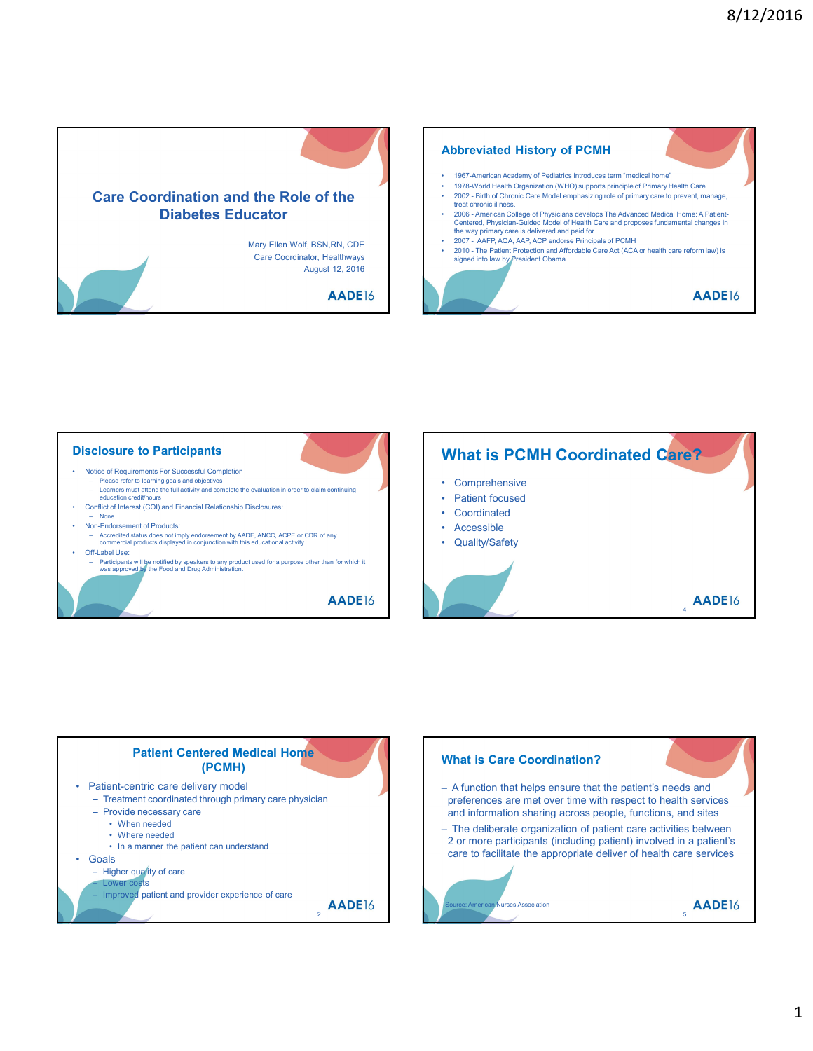# Care Coordination and the Role of the Diabetes Educator

Mary Ellen Wolf, BSN,RN, CDE
Care Coordinator, Healthways
August 12, 2016

AADE16

## Abbreviated History of PCMH

- 1967-American Academy of Pediatrics introduces term "medical home"
- 1978-World Health Organization (WHO) supports principle of Primary Health Care
- 2002 - Birth of Chronic Care Model emphasizing role of primary care to prevent, manage, treat chronic illness.
- 2006 - American College of Physicians develops The Advanced Medical Home: A Patient-Centered, Physician-Guided Model of Health Care and proposes fundamental changes in the way primary care is delivered and paid for.
- 2007 - AAFP, AQA, AAP, ACP endorse Principals of PCMH
- 2010 - The Patient Protection and Affordable Care Act (ACA or health care reform law) is signed into law by President Obama

AADE16

## Disclosure to Participants

- Notice of Requirements For Successful Completion
  - Please refer to learning goals and objectives
  - Learners must attend the full activity and complete the evaluation in order to claim continuing education credit/hours
- Conflict of Interest (COI) and Financial Relationship Disclosures:
  - None
- Non-Endorsement of Products:
  - Accredited status does not imply endorsement by AADE, ANCC, ACPE or CDR of any commercial products displayed in conjunction with this educational activity
- Off-Label Use:
  - Participants will be notified by speakers to any product used for a purpose other than for which it was approved by the Food and Drug Administration.

AADE16

## What is PCMH Coordinated Care?

- Comprehensive
- Patient focused
- Coordinated
- Accessible
- Quality/Safety

AADE16

## Patient Centered Medical Home (PCMH)

- Patient-centric care delivery model
  - Treatment coordinated through primary care physician
  - Provide necessary care
    - When needed
    - Where needed
    - In a manner the patient can understand
- Goals
  - Higher quality of care
  - Lower costs
  - Improved patient and provider experience of care

AADE16

## What is Care Coordination?

- A function that helps ensure that the patient's needs and preferences are met over time with respect to health services and information sharing across people, functions, and sites
- The deliberate organization of patient care activities between 2 or more participants (including patient) involved in a patient's care to facilitate the appropriate deliver of health care services

Source: American Nurses Association

AADE16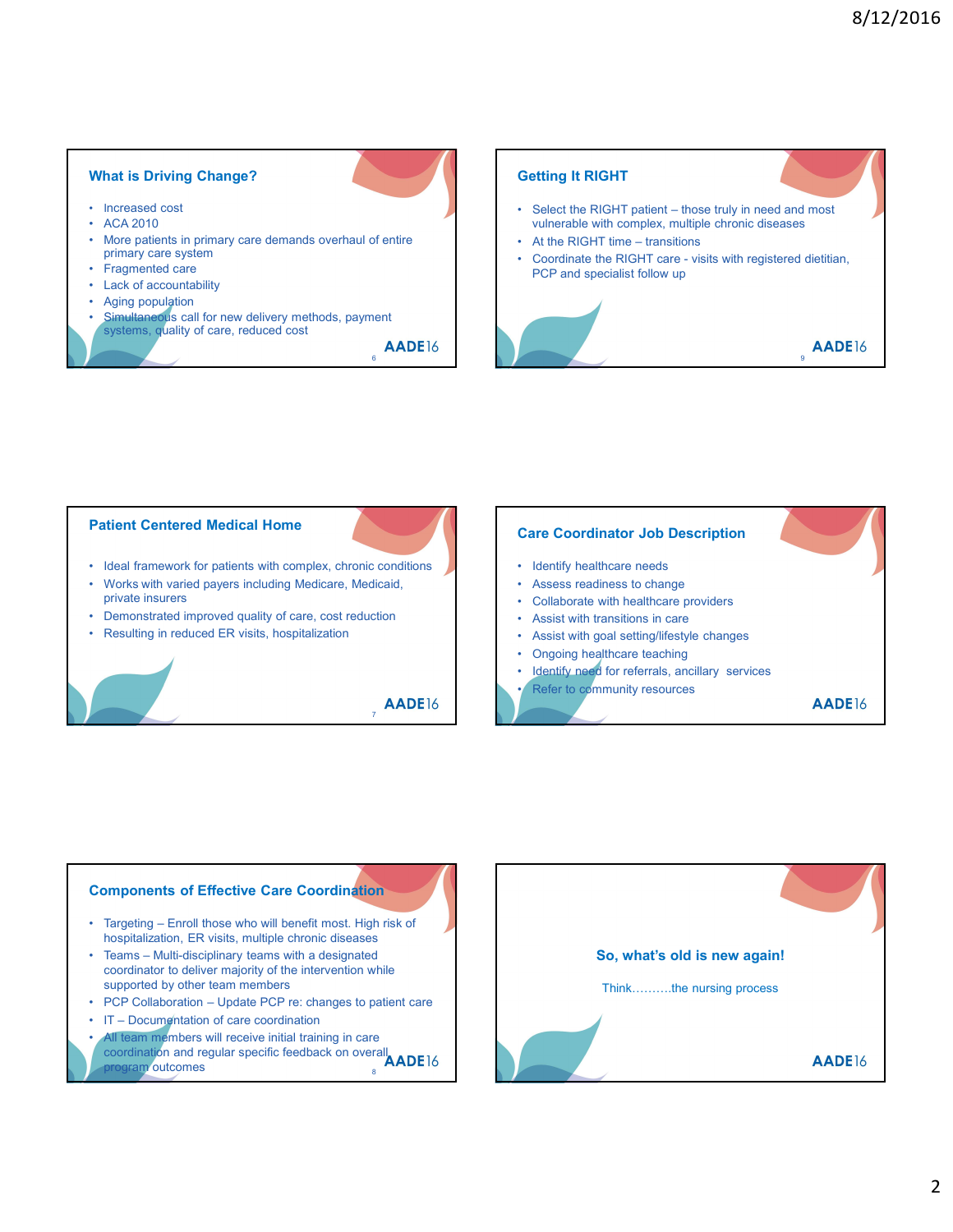## What is Driving Change?

- Increased cost
- ACA 2010
- More patients in primary care demands overhaul of entire primary care system
- Fragmented care
- Lack of accountability
- Aging population
- Simultaneous call for new delivery methods, payment systems, quality of care, reduced cost

## Getting It RIGHT

- Select the RIGHT patient – those truly in need and most vulnerable with complex, multiple chronic diseases
- At the RIGHT time – transitions
- Coordinate the RIGHT care - visits with registered dietitian, PCP and specialist follow up

## Patient Centered Medical Home

- Ideal framework for patients with complex, chronic conditions
- Works with varied payers including Medicare, Medicaid, private insurers
- Demonstrated improved quality of care, cost reduction
- Resulting in reduced ER visits, hospitalization

## Care Coordinator Job Description

- Identify healthcare needs
- Assess readiness to change
- Collaborate with healthcare providers
- Assist with transitions in care
- Assist with goal setting/lifestyle changes
- Ongoing healthcare teaching
- Identify need for referrals, ancillary services
- Refer to community resources

## Components of Effective Care Coordination

- Targeting – Enroll those who will benefit most. High risk of hospitalization, ER visits, multiple chronic diseases
- Teams – Multi-disciplinary teams with a designated coordinator to deliver majority of the intervention while supported by other team members
- PCP Collaboration – Update PCP re: changes to patient care
- IT – Documentation of care coordination
- All team members will receive initial training in care coordination and regular specific feedback on overall program outcomes

## So, what's old is new again!

Think……….the nursing process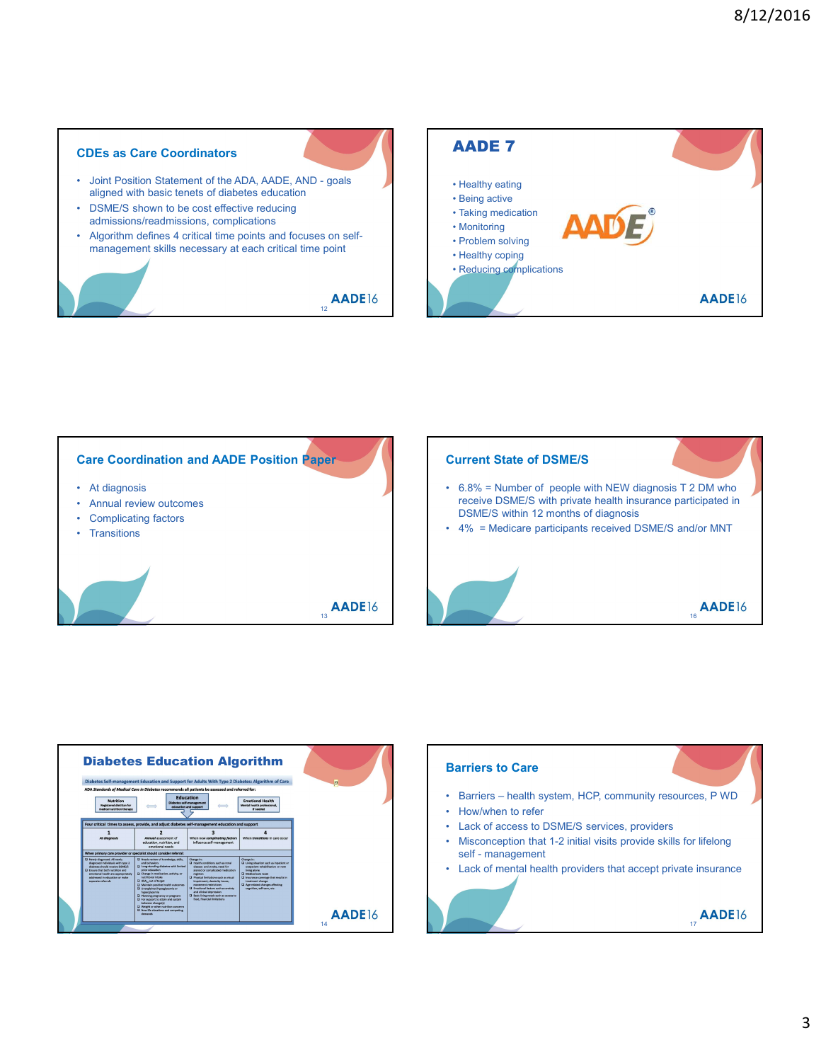## CDEs as Care Coordinators

- Joint Position Statement of the ADA, AADE, AND - goals aligned with basic tenets of diabetes education
- DSME/S shown to be cost effective reducing admissions/readmissions, complications
- Algorithm defines 4 critical time points and focuses on self-management skills necessary at each critical time point

## AADE 7

- Healthy eating
- Being active
- Taking medication
- Monitoring
- Problem solving
- Healthy coping
- Reducing complications

## Care Coordination and AADE Position Paper

- At diagnosis
- Annual review outcomes
- Complicating factors
- Transitions

## Current State of DSME/S

- 6.8% = Number of people with NEW diagnosis T 2 DM who receive DSME/S with private health insurance participated in DSME/S within 12 months of diagnosis
- 4% = Medicare participants received DSME/S and/or MNT

## Diabetes Education Algorithm

Diabetes Self-management Education and Support for Adults With Type 2 Diabetes: Algorithm of Care

## Barriers to Care

- Barriers – health system, HCP, community resources, P WD
- How/when to refer
- Lack of access to DSME/S services, providers
- Misconception that 1-2 initial visits provide skills for lifelong self - management
- Lack of mental health providers that accept private insurance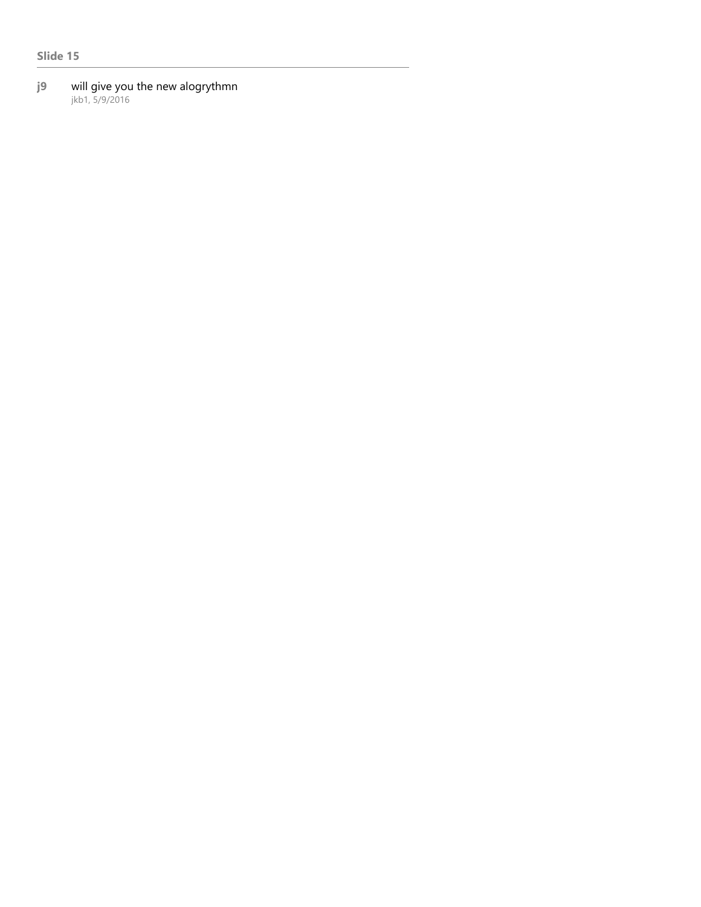**Slide 15**

---

**j9** will give you the new alogrythmn
jkb1, 5/9/2016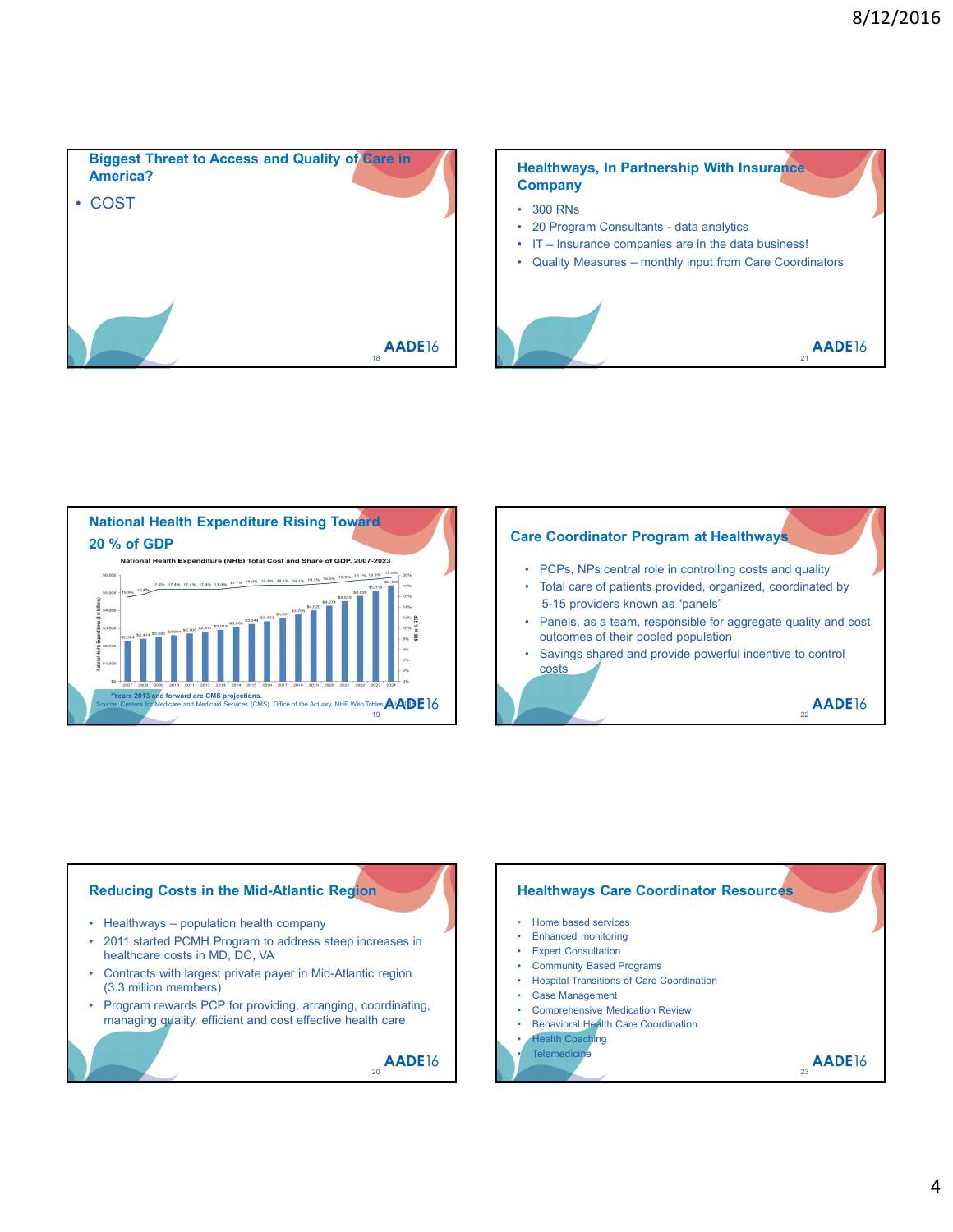## Biggest Threat to Access and Quality of Care in America?

- COST

## National Health Expenditure Rising Toward 20 % of GDP

National Health Expenditure (NHE) Total Cost and Share of GDP, 2007-2023

*Years 2013 and forward are CMS projections.
Source: Centers for Medicare and Medicaid Services (CMS), Office of the Actuary, NHE Web Tables

## Reducing Costs in the Mid-Atlantic Region

- Healthways – population health company
- 2011 started PCMH Program to address steep increases in healthcare costs in MD, DC, VA
- Contracts with largest private payer in Mid-Atlantic region (3.3 million members)
- Program rewards PCP for providing, arranging, coordinating, managing quality, efficient and cost effective health care

## Healthways, In Partnership With Insurance Company

- 300 RNs
- 20 Program Consultants - data analytics
- IT – Insurance companies are in the data business!
- Quality Measures – monthly input from Care Coordinators

## Care Coordinator Program at Healthways

- PCPs, NPs central role in controlling costs and quality
- Total care of patients provided, organized, coordinated by 5-15 providers known as "panels"
- Panels, as a team, responsible for aggregate quality and cost outcomes of their pooled population
- Savings shared and provide powerful incentive to control costs

## Healthways Care Coordinator Resources

- Home based services
- Enhanced monitoring
- Expert Consultation
- Community Based Programs
- Hospital Transitions of Care Coordination
- Case Management
- Comprehensive Medication Review
- Behavioral Health Care Coordination
- Health Coaching
- Telemedicine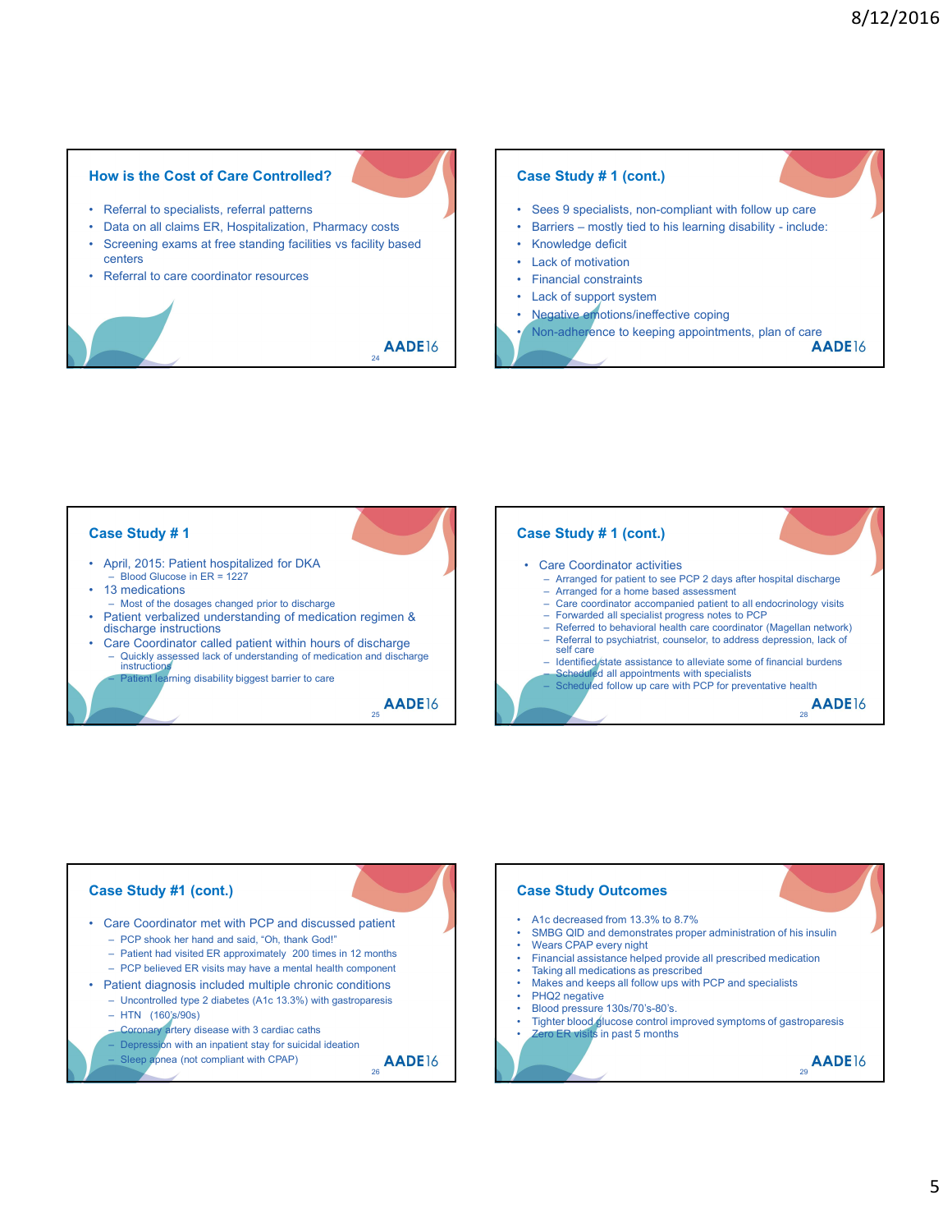## How is the Cost of Care Controlled?

- Referral to specialists, referral patterns
- Data on all claims ER, Hospitalization, Pharmacy costs
- Screening exams at free standing facilities vs facility based centers
- Referral to care coordinator resources

## Case Study # 1 (cont.)

- Sees 9 specialists, non-compliant with follow up care
- Barriers – mostly tied to his learning disability - include:
- Knowledge deficit
- Lack of motivation
- Financial constraints
- Lack of support system
- Negative emotions/ineffective coping
- Non-adherence to keeping appointments, plan of care

## Case Study # 1

- April, 2015: Patient hospitalized for DKA
  - Blood Glucose in ER = 1227
- 13 medications
  - Most of the dosages changed prior to discharge
- Patient verbalized understanding of medication regimen & discharge instructions
- Care Coordinator called patient within hours of discharge
  - Quickly assessed lack of understanding of medication and discharge instructions
  - Patient learning disability biggest barrier to care

## Case Study # 1 (cont.)

- Care Coordinator activities
  - Arranged for patient to see PCP 2 days after hospital discharge
  - Arranged for a home based assessment
  - Care coordinator accompanied patient to all endocrinology visits
  - Forwarded all specialist progress notes to PCP
  - Referred to behavioral health care coordinator (Magellan network)
  - Referral to psychiatrist, counselor, to address depression, lack of self care
  - Identified state assistance to alleviate some of financial burdens
  - Scheduled all appointments with specialists
  - Scheduled follow up care with PCP for preventative health

## Case Study #1 (cont.)

- Care Coordinator met with PCP and discussed patient
  - PCP shook her hand and said, "Oh, thank God!"
  - Patient had visited ER approximately 200 times in 12 months
  - PCP believed ER visits may have a mental health component
- Patient diagnosis included multiple chronic conditions
  - Uncontrolled type 2 diabetes (A1c 13.3%) with gastroparesis
  - HTN (160's/90s)
  - Coronary artery disease with 3 cardiac caths
  - Depression with an inpatient stay for suicidal ideation
  - Sleep apnea (not compliant with CPAP)

## Case Study Outcomes

- A1c decreased from 13.3% to 8.7%
- SMBG QID and demonstrates proper administration of his insulin
- Wears CPAP every night
- Financial assistance helped provide all prescribed medication
- Taking all medications as prescribed
- Makes and keeps all follow ups with PCP and specialists
- PHQ2 negative
- Blood pressure 130s/70's-80's.
- Tighter blood glucose control improved symptoms of gastroparesis
- Zero ER visits in past 5 months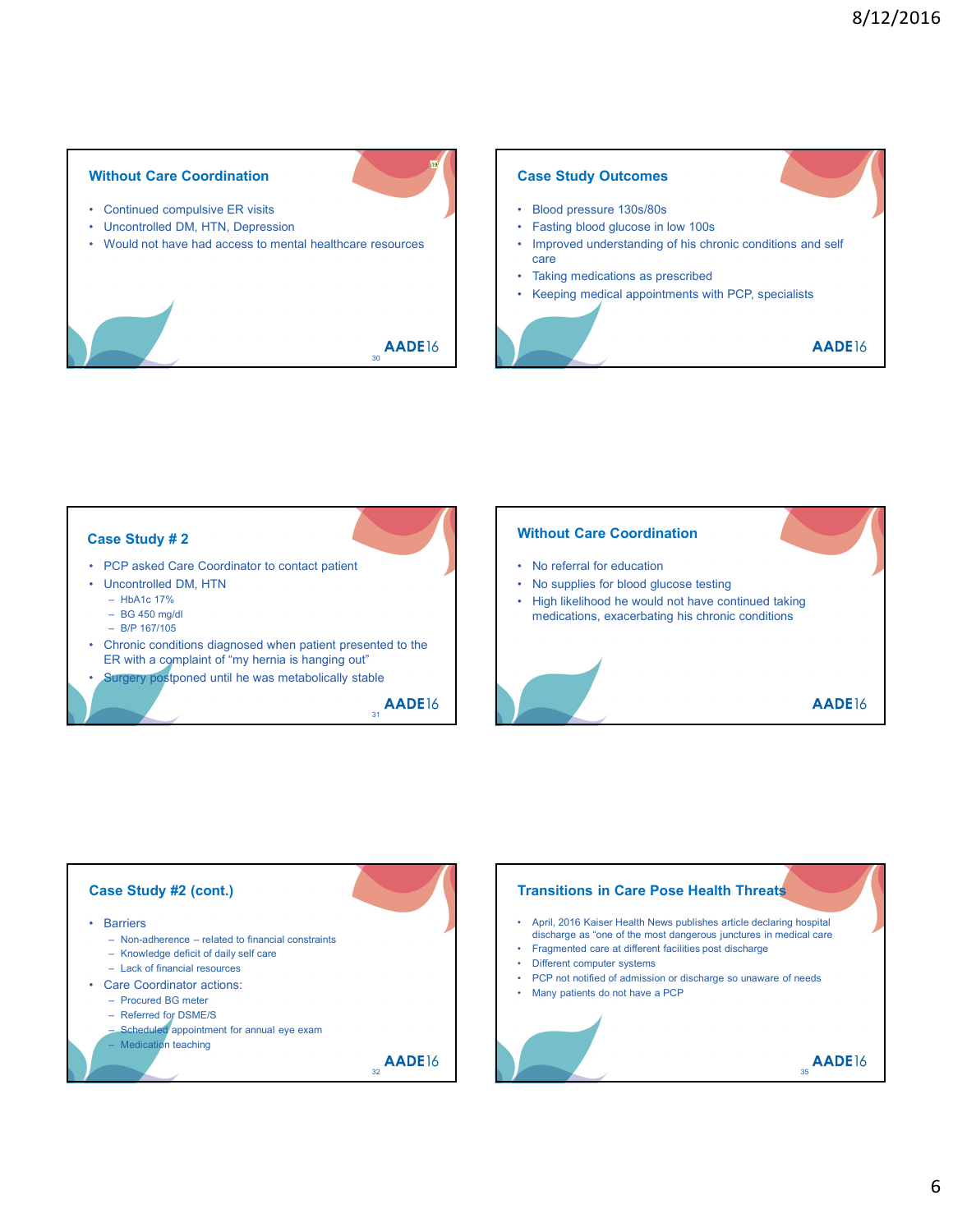## Without Care Coordination

- Continued compulsive ER visits
- Uncontrolled DM, HTN, Depression
- Would not have had access to mental healthcare resources

## Case Study Outcomes

- Blood pressure 130s/80s
- Fasting blood glucose in low 100s
- Improved understanding of his chronic conditions and self care
- Taking medications as prescribed
- Keeping medical appointments with PCP, specialists

## Case Study # 2

- PCP asked Care Coordinator to contact patient
- Uncontrolled DM, HTN
  - HbA1c 17%
  - BG 450 mg/dl
  - B/P 167/105
- Chronic conditions diagnosed when patient presented to the ER with a complaint of "my hernia is hanging out"
- Surgery postponed until he was metabolically stable

## Without Care Coordination

- No referral for education
- No supplies for blood glucose testing
- High likelihood he would not have continued taking medications, exacerbating his chronic conditions

## Case Study #2 (cont.)

- Barriers
  - Non-adherence – related to financial constraints
  - Knowledge deficit of daily self care
  - Lack of financial resources
- Care Coordinator actions:
  - Procured BG meter
  - Referred for DSME/S
  - Scheduled appointment for annual eye exam
  - Medication teaching

## Transitions in Care Pose Health Threats

- April, 2016 Kaiser Health News publishes article declaring hospital discharge as "one of the most dangerous junctures in medical care
- Fragmented care at different facilities post discharge
- Different computer systems
- PCP not notified of admission or discharge so unaware of needs
- Many patients do not have a PCP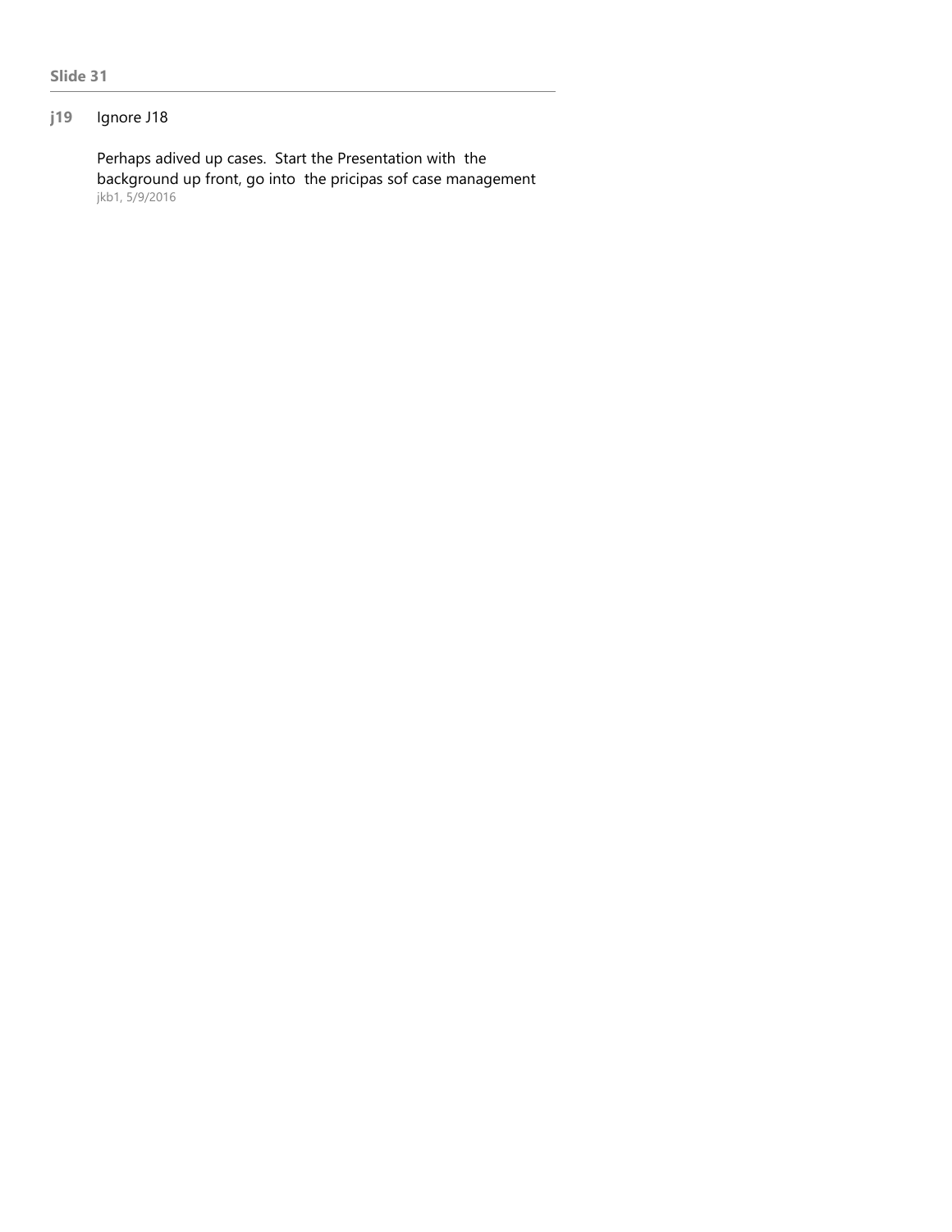**Slide 31**

**j19** Ignore J18

Perhaps adived up cases. Start the Presentation with the background up front, go into the pricipas sof case management
jkb1, 5/9/2016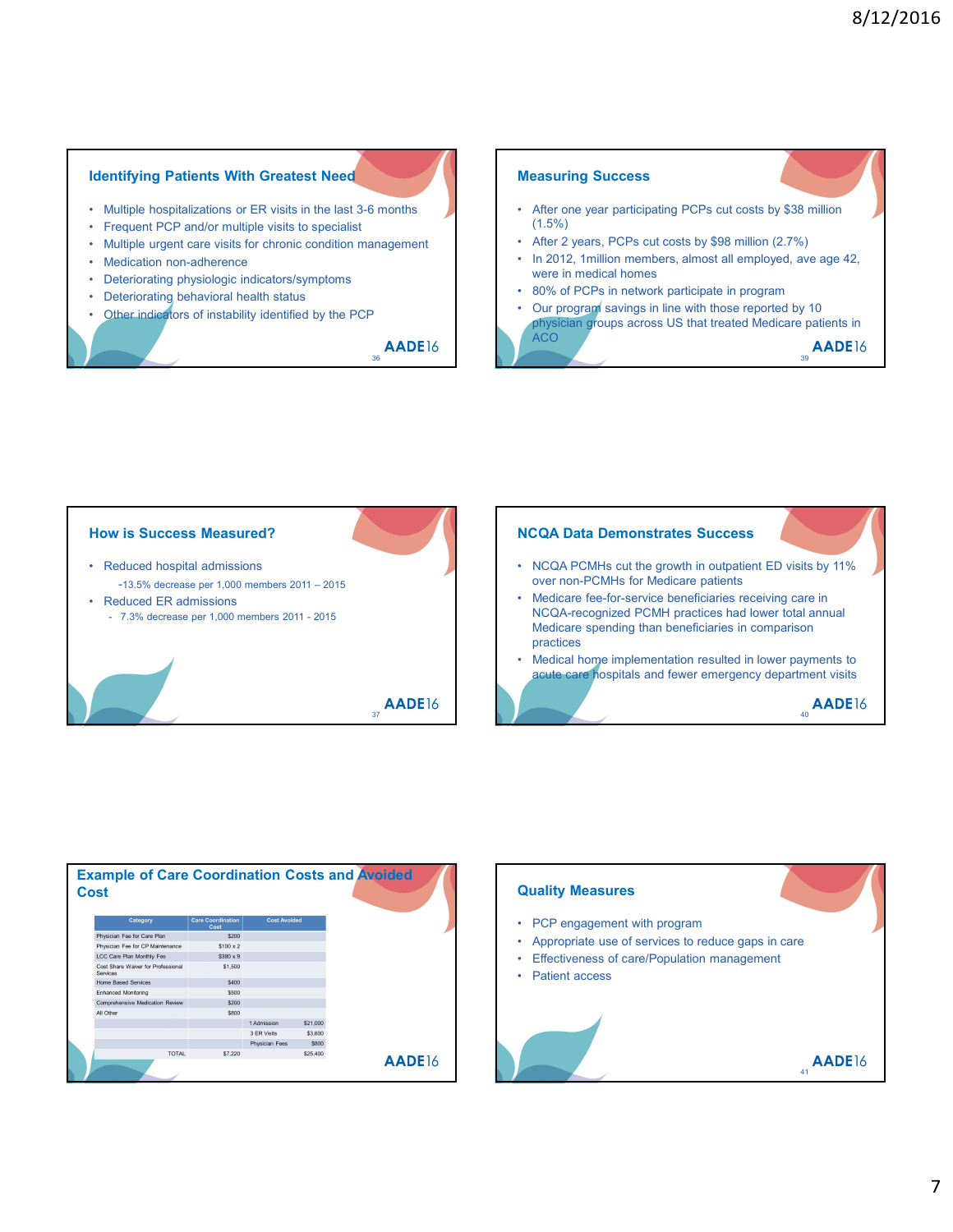## Identifying Patients With Greatest Need

- Multiple hospitalizations or ER visits in the last 3-6 months
- Frequent PCP and/or multiple visits to specialist
- Multiple urgent care visits for chronic condition management
- Medication non-adherence
- Deteriorating physiologic indicators/symptoms
- Deteriorating behavioral health status
- Other indicators of instability identified by the PCP

## How is Success Measured?

- Reduced hospital admissions
  - -13.5% decrease per 1,000 members 2011 – 2015
- Reduced ER admissions
  - 7.3% decrease per 1,000 members 2011 - 2015

## Example of Care Coordination Costs and Avoided Cost

| Category | Care Coordination Cost | Cost Avoided | |
|---|---|---|---|
| Physician Fee for Care Plan | $200 | | |
| Physician Fee for CP Maintenance | $100 x 2 | | |
| LCC Care Plan Monthly Fee | $380 x 9 | | |
| Cost Share Waiver for Professional Services | $1,500 | | |
| Home Based Services | $400 | | |
| Enhanced Monitoring | $500 | | |
| Comprehensive Medication Review | $200 | | |
| All Other | $800 | | |
| | | 1 Admission | $21,000 |
| | | 3 ER Visits | $3,600 |
| | | Physician Fees | $800 |
| TOTAL | $7,220 | | $25,400 |

## Measuring Success

- After one year participating PCPs cut costs by $38 million (1.5%)
- After 2 years, PCPs cut costs by $98 million (2.7%)
- In 2012, 1million members, almost all employed, ave age 42, were in medical homes
- 80% of PCPs in network participate in program
- Our program savings in line with those reported by 10 physician groups across US that treated Medicare patients in ACO

## NCQA Data Demonstrates Success

- NCQA PCMHs cut the growth in outpatient ED visits by 11% over non-PCMHs for Medicare patients
- Medicare fee-for-service beneficiaries receiving care in NCQA-recognized PCMH practices had lower total annual Medicare spending than beneficiaries in comparison practices
- Medical home implementation resulted in lower payments to acute care hospitals and fewer emergency department visits

## Quality Measures

- PCP engagement with program
- Appropriate use of services to reduce gaps in care
- Effectiveness of care/Population management
- Patient access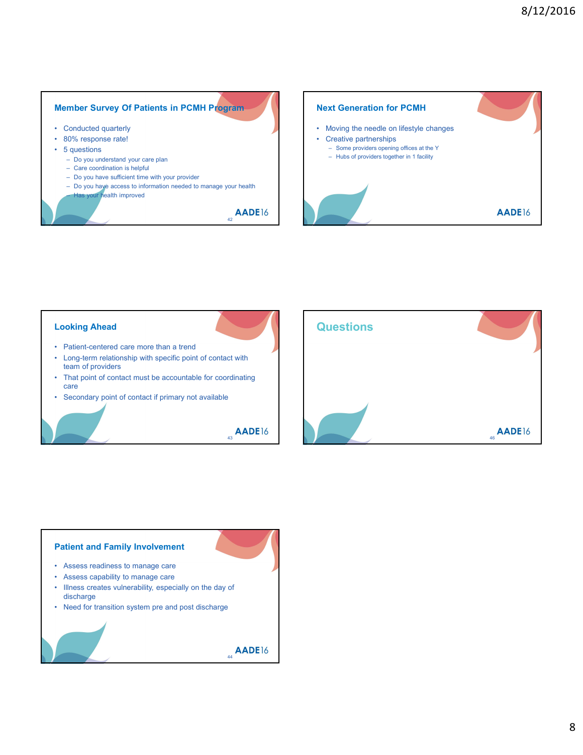## Member Survey Of Patients in PCMH Program

- Conducted quarterly
- 80% response rate!
- 5 questions
  - Do you understand your care plan
  - Care coordination is helpful
  - Do you have sufficient time with your provider
  - Do you have access to information needed to manage your health
  - Has your health improved

AADE16

## Next Generation for PCMH

- Moving the needle on lifestyle changes
- Creative partnerships
  - Some providers opening offices at the Y
  - Hubs of providers together in 1 facility

AADE16

## Looking Ahead

- Patient-centered care more than a trend
- Long-term relationship with specific point of contact with team of providers
- That point of contact must be accountable for coordinating care
- Secondary point of contact if primary not available

AADE16

## Questions

AADE16

## Patient and Family Involvement

- Assess readiness to manage care
- Assess capability to manage care
- Illness creates vulnerability, especially on the day of discharge
- Need for transition system pre and post discharge

AADE16